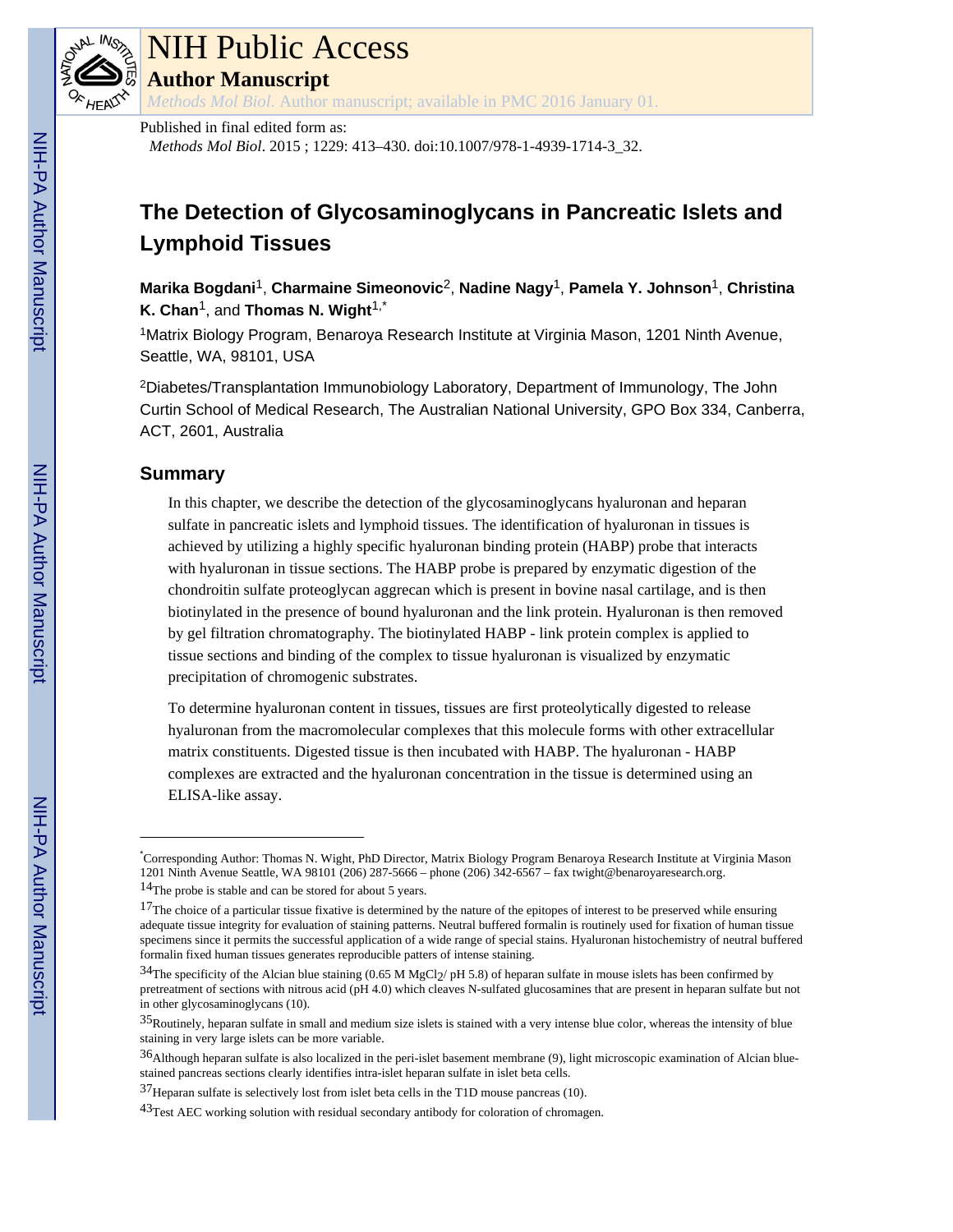NIH Public Access

**Author Manuscript**

*Methods Mol Biol*. Author manuscript; available in PMC 2016 January 01.

Published in final edited form as:

*Methods Mol Biol*. 2015 ; 1229: 413–430. doi:10.1007/978-1-4939-1714-3_32.

# The Detection of Glycosaminoglycans in Pancreatic Islets and Lymphoid Tissues

**Marika Bogdani**[1], **Charmaine Simeonovic**[2], **Nadine Nagy**[1], **Pamela Y. Johnson**[1], **Christina K. Chan**[1], and **Thomas N. Wight**[1,*]

[1]Matrix Biology Program, Benaroya Research Institute at Virginia Mason, 1201 Ninth Avenue, Seattle, WA, 98101, USA

[2]Diabetes/Transplantation Immunobiology Laboratory, Department of Immunology, The John Curtin School of Medical Research, The Australian National University, GPO Box 334, Canberra, ACT, 2601, Australia

## Summary

In this chapter, we describe the detection of the glycosaminoglycans hyaluronan and heparan sulfate in pancreatic islets and lymphoid tissues. The identification of hyaluronan in tissues is achieved by utilizing a highly specific hyaluronan binding protein (HABP) probe that interacts with hyaluronan in tissue sections. The HABP probe is prepared by enzymatic digestion of the chondroitin sulfate proteoglycan aggrecan which is present in bovine nasal cartilage, and is then biotinylated in the presence of bound hyaluronan and the link protein. Hyaluronan is then removed by gel filtration chromatography. The biotinylated HABP - link protein complex is applied to tissue sections and binding of the complex to tissue hyaluronan is visualized by enzymatic precipitation of chromogenic substrates.

To determine hyaluronan content in tissues, tissues are first proteolytically digested to release hyaluronan from the macromolecular complexes that this molecule forms with other extracellular matrix constituents. Digested tissue is then incubated with HABP. The hyaluronan - HABP complexes are extracted and the hyaluronan concentration in the tissue is determined using an ELISA-like assay.

---

*Corresponding Author: Thomas N. Wight, PhD Director, Matrix Biology Program Benaroya Research Institute at Virginia Mason 1201 Ninth Avenue Seattle, WA 98101 (206) 287-5666 – phone (206) 342-6567 – fax twight@benaroyaresearch.org.

[14]The probe is stable and can be stored for about 5 years.

[17]The choice of a particular tissue fixative is determined by the nature of the epitopes of interest to be preserved while ensuring adequate tissue integrity for evaluation of staining patterns. Neutral buffered formalin is routinely used for fixation of human tissue specimens since it permits the successful application of a wide range of special stains. Hyaluronan histochemistry of neutral buffered formalin fixed human tissues generates reproducible patters of intense staining.

[34]The specificity of the Alcian blue staining (0.65 M $MgCl_2$/ pH 5.8) of heparan sulfate in mouse islets has been confirmed by pretreatment of sections with nitrous acid (pH 4.0) which cleaves N-sulfated glucosamines that are present in heparan sulfate but not in other glycosaminoglycans (10).

[35]Routinely, heparan sulfate in small and medium size islets is stained with a very intense blue color, whereas the intensity of blue staining in very large islets can be more variable.

[36]Although heparan sulfate is also localized in the peri-islet basement membrane (9), light microscopic examination of Alcian blue-stained pancreas sections clearly identifies intra-islet heparan sulfate in islet beta cells.

[37]Heparan sulfate is selectively lost from islet beta cells in the T1D mouse pancreas (10).

[43]Test AEC working solution with residual secondary antibody for coloration of chromagen.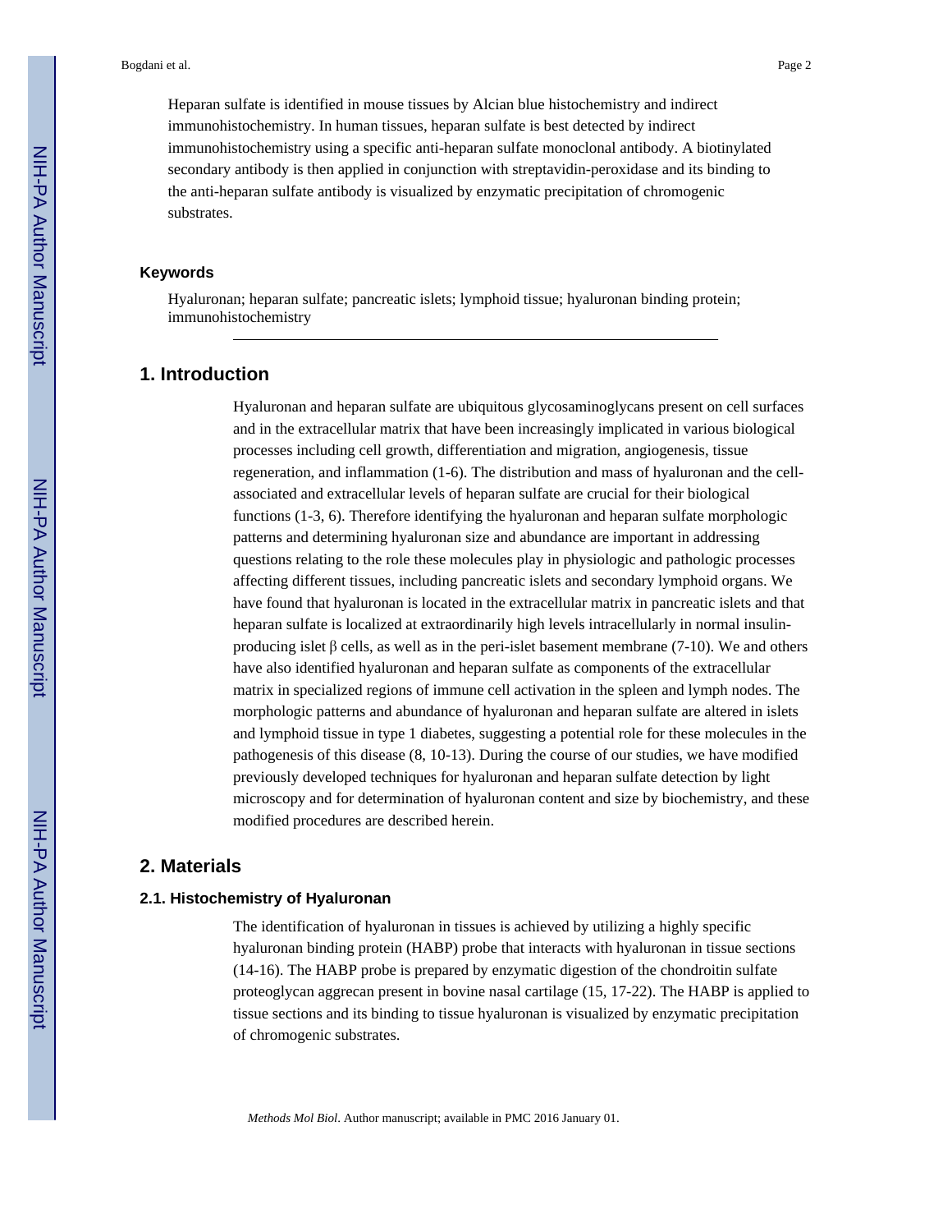Heparan sulfate is identified in mouse tissues by Alcian blue histochemistry and indirect immunohistochemistry. In human tissues, heparan sulfate is best detected by indirect immunohistochemistry using a specific anti-heparan sulfate monoclonal antibody. A biotinylated secondary antibody is then applied in conjunction with streptavidin-peroxidase and its binding to the anti-heparan sulfate antibody is visualized by enzymatic precipitation of chromogenic substrates.

### Keywords

Hyaluronan; heparan sulfate; pancreatic islets; lymphoid tissue; hyaluronan binding protein; immunohistochemistry

## 1. Introduction

Hyaluronan and heparan sulfate are ubiquitous glycosaminoglycans present on cell surfaces and in the extracellular matrix that have been increasingly implicated in various biological processes including cell growth, differentiation and migration, angiogenesis, tissue regeneration, and inflammation (1-6). The distribution and mass of hyaluronan and the cell-associated and extracellular levels of heparan sulfate are crucial for their biological functions (1-3, 6). Therefore identifying the hyaluronan and heparan sulfate morphologic patterns and determining hyaluronan size and abundance are important in addressing questions relating to the role these molecules play in physiologic and pathologic processes affecting different tissues, including pancreatic islets and secondary lymphoid organs. We have found that hyaluronan is located in the extracellular matrix in pancreatic islets and that heparan sulfate is localized at extraordinarily high levels intracellularly in normal insulin-producing islet β cells, as well as in the peri-islet basement membrane (7-10). We and others have also identified hyaluronan and heparan sulfate as components of the extracellular matrix in specialized regions of immune cell activation in the spleen and lymph nodes. The morphologic patterns and abundance of hyaluronan and heparan sulfate are altered in islets and lymphoid tissue in type 1 diabetes, suggesting a potential role for these molecules in the pathogenesis of this disease (8, 10-13). During the course of our studies, we have modified previously developed techniques for hyaluronan and heparan sulfate detection by light microscopy and for determination of hyaluronan content and size by biochemistry, and these modified procedures are described herein.

## 2. Materials

### 2.1. Histochemistry of Hyaluronan

The identification of hyaluronan in tissues is achieved by utilizing a highly specific hyaluronan binding protein (HABP) probe that interacts with hyaluronan in tissue sections (14-16). The HABP probe is prepared by enzymatic digestion of the chondroitin sulfate proteoglycan aggrecan present in bovine nasal cartilage (15, 17-22). The HABP is applied to tissue sections and its binding to tissue hyaluronan is visualized by enzymatic precipitation of chromogenic substrates.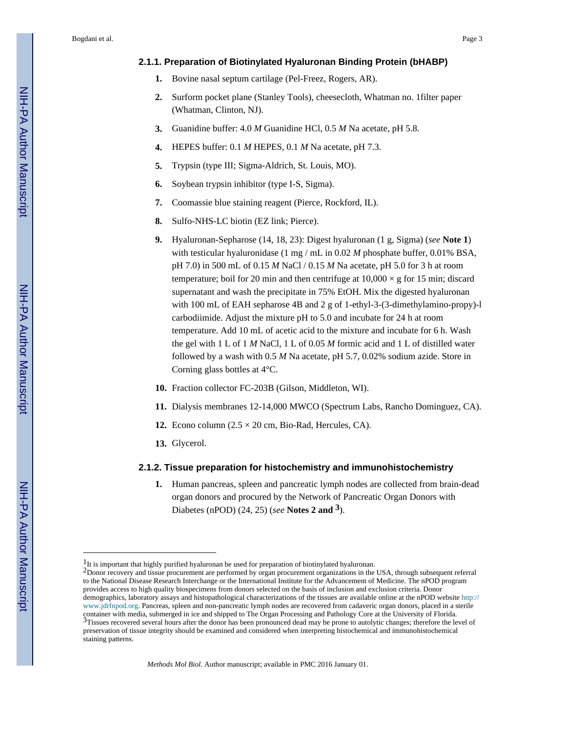### 2.1.1. Preparation of Biotinylated Hyaluronan Binding Protein (bHABP)

1. Bovine nasal septum cartilage (Pel-Freez, Rogers, AR).
2. Surform pocket plane (Stanley Tools), cheesecloth, Whatman no. 1filter paper (Whatman, Clinton, NJ).
3. Guanidine buffer: 4.0 *M* Guanidine HCl, 0.5 *M* Na acetate, pH 5.8.
4. HEPES buffer: 0.1 *M* HEPES, 0.1 *M* Na acetate, pH 7.3.
5. Trypsin (type III; Sigma-Aldrich, St. Louis, MO).
6. Soybean trypsin inhibitor (type I-S, Sigma).
7. Coomassie blue staining reagent (Pierce, Rockford, IL).
8. Sulfo-NHS-LC biotin (EZ link; Pierce).
9. Hyaluronan-Sepharose (14, 18, 23): Digest hyaluronan (1 g, Sigma) (*see* **Note 1**) with testicular hyaluronidase (1 mg / mL in 0.02 *M* phosphate buffer, 0.01% BSA, pH 7.0) in 500 mL of 0.15 *M* NaCl / 0.15 *M* Na acetate, pH 5.0 for 3 h at room temperature; boil for 20 min and then centrifuge at 10,000 × g for 15 min; discard supernatant and wash the precipitate in 75% EtOH. Mix the digested hyaluronan with 100 mL of EAH sepharose 4B and 2 g of 1-ethyl-3-(3-dimethylamino-propy)-l carbodiimide. Adjust the mixture pH to 5.0 and incubate for 24 h at room temperature. Add 10 mL of acetic acid to the mixture and incubate for 6 h. Wash the gel with 1 L of 1 *M* NaCl, 1 L of 0.05 *M* formic acid and 1 L of distilled water followed by a wash with 0.5 *M* Na acetate, pH 5.7, 0.02% sodium azide. Store in Corning glass bottles at 4°C.
10. Fraction collector FC-203B (Gilson, Middleton, WI).
11. Dialysis membranes 12-14,000 MWCO (Spectrum Labs, Rancho Dominguez, CA).
12. Econo column (2.5 × 20 cm, Bio-Rad, Hercules, CA).
13. Glycerol.

### 2.1.2. Tissue preparation for histochemistry and immunohistochemistry

1. Human pancreas, spleen and pancreatic lymph nodes are collected from brain-dead organ donors and procured by the Network of Pancreatic Organ Donors with Diabetes (nPOD) (24, 25) (*see* **Notes 2 and 3**).

---

[1] It is important that highly purified hyaluronan be used for preparation of biotinylated hyaluronan.

[2] Donor recovery and tissue procurement are performed by organ procurement organizations in the USA, through subsequent referral to the National Disease Research Interchange or the International Institute for the Advancement of Medicine. The nPOD program provides access to high quality biospecimens from donors selected on the basis of inclusion and exclusion criteria. Donor demographics, laboratory assays and histopathological characterizations of the tissues are available online at the nPOD website http://www.jdrfnpod.org. Pancreas, spleen and non-pancreatic lymph nodes are recovered from cadaveric organ donors, placed in a sterile container with media, submerged in ice and shipped to The Organ Processing and Pathology Core at the University of Florida.

[3] Tissues recovered several hours after the donor has been pronounced dead may be prone to autolytic changes; therefore the level of preservation of tissue integrity should be examined and considered when interpreting histochemical and immunohistochemical staining patterns.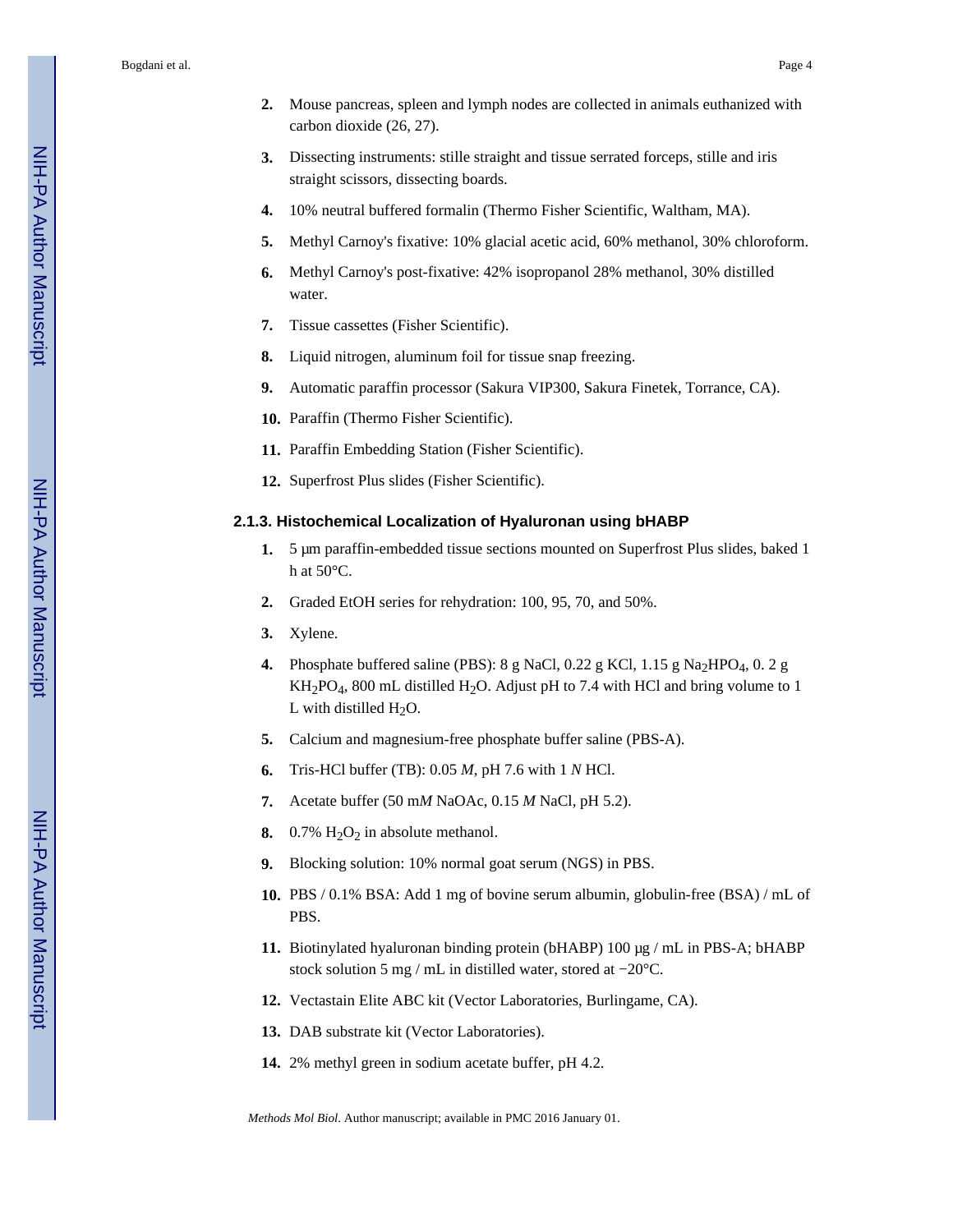2. Mouse pancreas, spleen and lymph nodes are collected in animals euthanized with carbon dioxide (26, 27).
3. Dissecting instruments: stille straight and tissue serrated forceps, stille and iris straight scissors, dissecting boards.
4. 10% neutral buffered formalin (Thermo Fisher Scientific, Waltham, MA).
5. Methyl Carnoy's fixative: 10% glacial acetic acid, 60% methanol, 30% chloroform.
6. Methyl Carnoy's post-fixative: 42% isopropanol 28% methanol, 30% distilled water.
7. Tissue cassettes (Fisher Scientific).
8. Liquid nitrogen, aluminum foil for tissue snap freezing.
9. Automatic paraffin processor (Sakura VIP300, Sakura Finetek, Torrance, CA).
10. Paraffin (Thermo Fisher Scientific).
11. Paraffin Embedding Station (Fisher Scientific).
12. Superfrost Plus slides (Fisher Scientific).

#### 2.1.3. Histochemical Localization of Hyaluronan using bHABP

1. 5 μm paraffin-embedded tissue sections mounted on Superfrost Plus slides, baked 1 h at 50°C.
2. Graded EtOH series for rehydration: 100, 95, 70, and 50%.
3. Xylene.
4. Phosphate buffered saline (PBS): 8 g NaCl, 0.22 g KCl, 1.15 g $Na_2HPO_4$, 0. 2 g $KH_2PO_4$, 800 mL distilled $H_2O$. Adjust pH to 7.4 with HCl and bring volume to 1 L with distilled $H_2O$.
5. Calcium and magnesium-free phosphate buffer saline (PBS-A).
6. Tris-HCl buffer (TB): 0.05 *M*, pH 7.6 with 1 *N* HCl.
7. Acetate buffer (50 m*M* NaOAc, 0.15 *M* NaCl, pH 5.2).
8. 0.7% $H_2O_2$ in absolute methanol.
9. Blocking solution: 10% normal goat serum (NGS) in PBS.
10. PBS / 0.1% BSA: Add 1 mg of bovine serum albumin, globulin-free (BSA) / mL of PBS.
11. Biotinylated hyaluronan binding protein (bHABP) 100 μg / mL in PBS-A; bHABP stock solution 5 mg / mL in distilled water, stored at −20°C.
12. Vectastain Elite ABC kit (Vector Laboratories, Burlingame, CA).
13. DAB substrate kit (Vector Laboratories).
14. 2% methyl green in sodium acetate buffer, pH 4.2.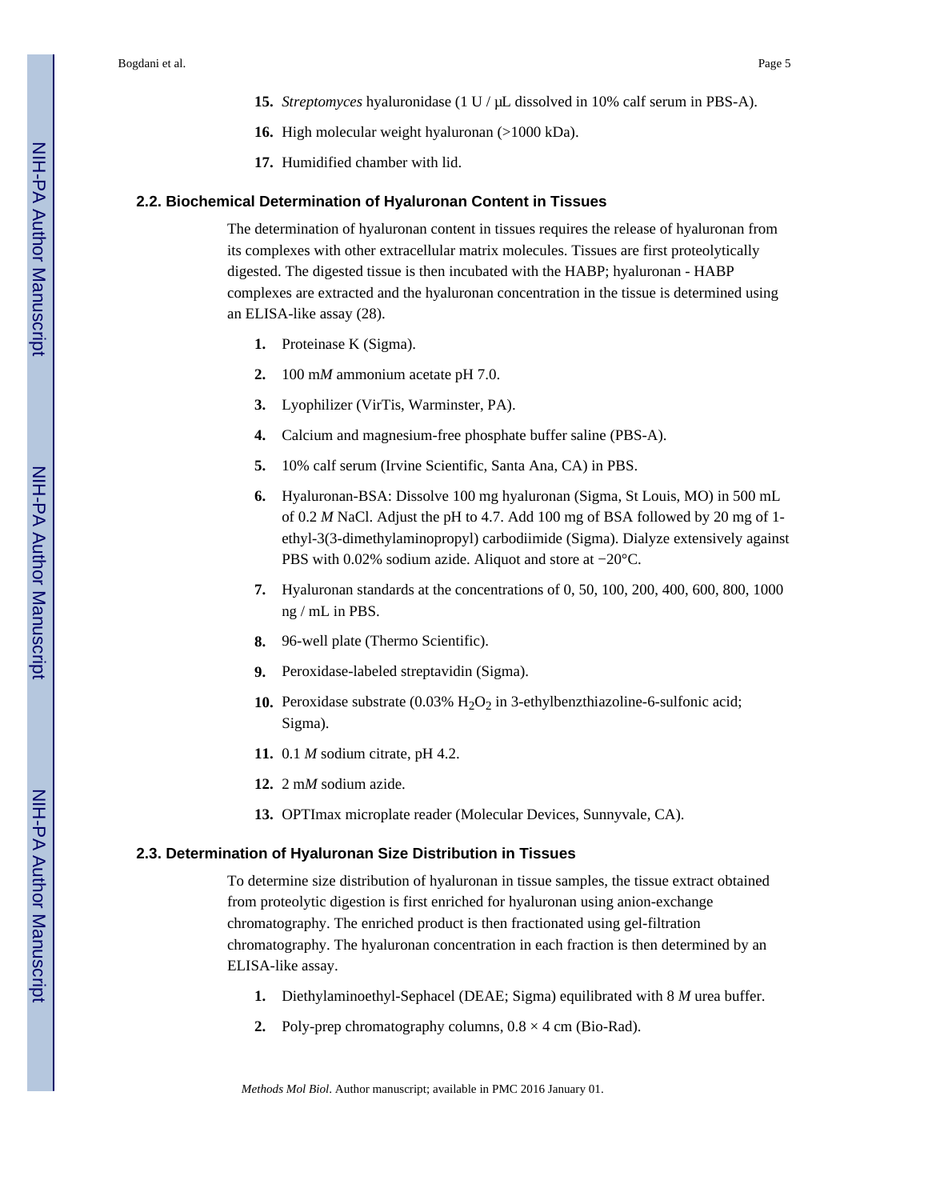15. *Streptomyces* hyaluronidase (1 U / μL dissolved in 10% calf serum in PBS-A).

16. High molecular weight hyaluronan (>1000 kDa).

17. Humidified chamber with lid.

### 2.2. Biochemical Determination of Hyaluronan Content in Tissues

The determination of hyaluronan content in tissues requires the release of hyaluronan from its complexes with other extracellular matrix molecules. Tissues are first proteolytically digested. The digested tissue is then incubated with the HABP; hyaluronan - HABP complexes are extracted and the hyaluronan concentration in the tissue is determined using an ELISA-like assay (28).

1. Proteinase K (Sigma).

2. 100 m*M* ammonium acetate pH 7.0.

3. Lyophilizer (VirTis, Warminster, PA).

4. Calcium and magnesium-free phosphate buffer saline (PBS-A).

5. 10% calf serum (Irvine Scientific, Santa Ana, CA) in PBS.

6. Hyaluronan-BSA: Dissolve 100 mg hyaluronan (Sigma, St Louis, MO) in 500 mL of 0.2 *M* NaCl. Adjust the pH to 4.7. Add 100 mg of BSA followed by 20 mg of 1-ethyl-3(3-dimethylaminopropyl) carbodiimide (Sigma). Dialyze extensively against PBS with 0.02% sodium azide. Aliquot and store at −20°C.

7. Hyaluronan standards at the concentrations of 0, 50, 100, 200, 400, 600, 800, 1000 ng / mL in PBS.

8. 96-well plate (Thermo Scientific).

9. Peroxidase-labeled streptavidin (Sigma).

10. Peroxidase substrate (0.03% $H_2O_2$ in 3-ethylbenzthiazoline-6-sulfonic acid; Sigma).

11. 0.1 *M* sodium citrate, pH 4.2.

12. 2 m*M* sodium azide.

13. OPTImax microplate reader (Molecular Devices, Sunnyvale, CA).

### 2.3. Determination of Hyaluronan Size Distribution in Tissues

To determine size distribution of hyaluronan in tissue samples, the tissue extract obtained from proteolytic digestion is first enriched for hyaluronan using anion-exchange chromatography. The enriched product is then fractionated using gel-filtration chromatography. The hyaluronan concentration in each fraction is then determined by an ELISA-like assay.

1. Diethylaminoethyl-Sephacel (DEAE; Sigma) equilibrated with 8 *M* urea buffer.

2. Poly-prep chromatography columns, 0.8 × 4 cm (Bio-Rad).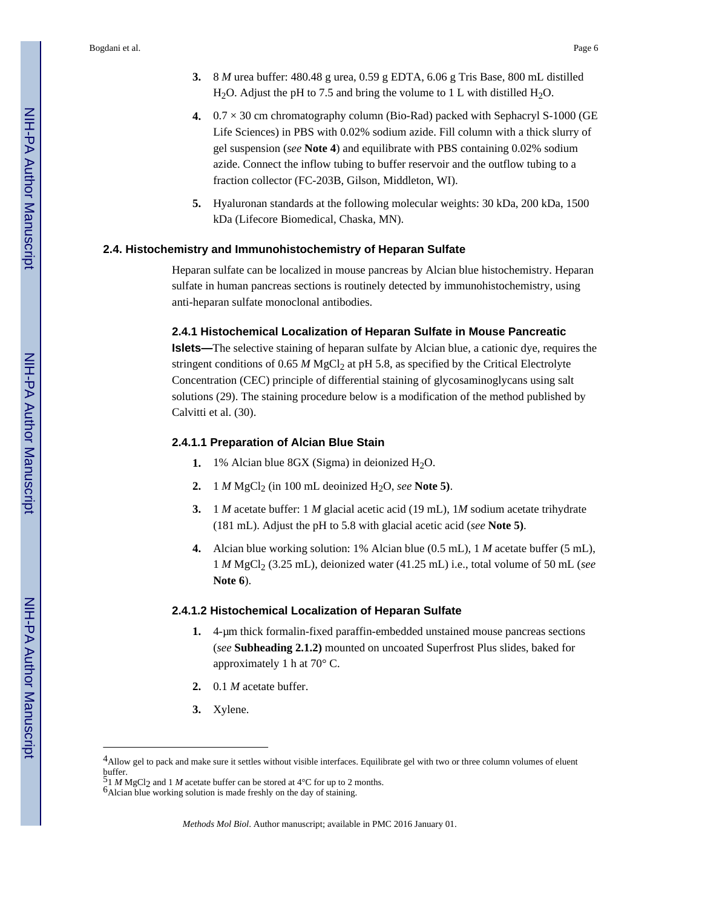3. 8 *M* urea buffer: 480.48 g urea, 0.59 g EDTA, 6.06 g Tris Base, 800 mL distilled $H_2O$. Adjust the pH to 7.5 and bring the volume to 1 L with distilled $H_2O$.

4. 0.7 × 30 cm chromatography column (Bio-Rad) packed with Sephacryl S-1000 (GE Life Sciences) in PBS with 0.02% sodium azide. Fill column with a thick slurry of gel suspension (*see* **Note 4**) and equilibrate with PBS containing 0.02% sodium azide. Connect the inflow tubing to buffer reservoir and the outflow tubing to a fraction collector (FC-203B, Gilson, Middleton, WI).

5. Hyaluronan standards at the following molecular weights: 30 kDa, 200 kDa, 1500 kDa (Lifecore Biomedical, Chaska, MN).

### 2.4. Histochemistry and Immunohistochemistry of Heparan Sulfate

Heparan sulfate can be localized in mouse pancreas by Alcian blue histochemistry. Heparan sulfate in human pancreas sections is routinely detected by immunohistochemistry, using anti-heparan sulfate monoclonal antibodies.

#### 2.4.1 Histochemical Localization of Heparan Sulfate in Mouse Pancreatic Islets

**2.4.1 Histochemical Localization of Heparan Sulfate in Mouse Pancreatic Islets—**The selective staining of heparan sulfate by Alcian blue, a cationic dye, requires the stringent conditions of 0.65 *M* $MgCl_2$ at pH 5.8, as specified by the Critical Electrolyte Concentration (CEC) principle of differential staining of glycosaminoglycans using salt solutions (29). The staining procedure below is a modification of the method published by Calvitti et al. (30).

##### 2.4.1.1 Preparation of Alcian Blue Stain

1. 1% Alcian blue 8GX (Sigma) in deionized $H_2O$.

2. 1 *M* $MgCl_2$ (in 100 mL deoinized $H_2O$, *see* **Note 5)**.

3. 1 *M* acetate buffer: 1 *M* glacial acetic acid (19 mL), 1*M* sodium acetate trihydrate (181 mL). Adjust the pH to 5.8 with glacial acetic acid (*see* **Note 5)**.

4. Alcian blue working solution: 1% Alcian blue (0.5 mL), 1 *M* acetate buffer (5 mL), 1 *M* $MgCl_2$ (3.25 mL), deionized water (41.25 mL) i.e., total volume of 50 mL (*see* **Note 6**).

##### 2.4.1.2 Histochemical Localization of Heparan Sulfate

1. 4-μm thick formalin-fixed paraffin-embedded unstained mouse pancreas sections (*see* **Subheading 2.1.2)** mounted on uncoated Superfrost Plus slides, baked for approximately 1 h at 70° C.

2. 0.1 *M* acetate buffer.

3. Xylene.

---

[4]Allow gel to pack and make sure it settles without visible interfaces. Equilibrate gel with two or three column volumes of eluent buffer.

[5]1 *M* $MgCl_2$ and 1 *M* acetate buffer can be stored at 4°C for up to 2 months.

[6]Alcian blue working solution is made freshly on the day of staining.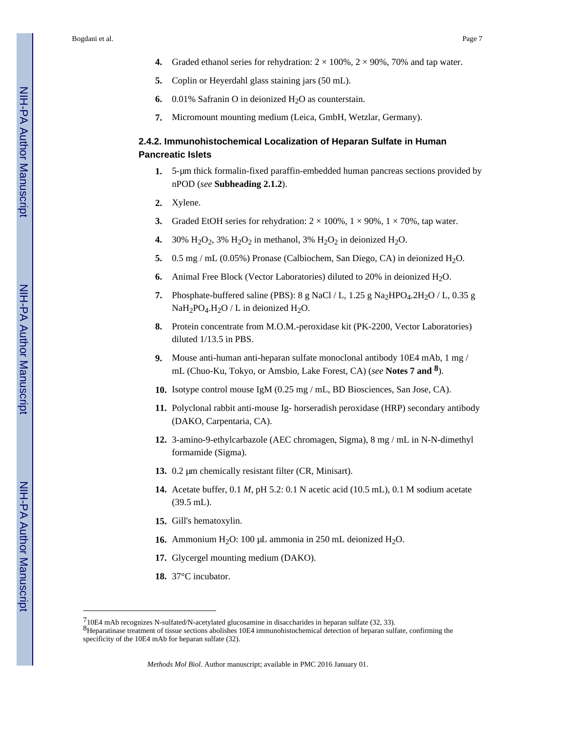4. Graded ethanol series for rehydration: 2 × 100%, 2 × 90%, 70% and tap water.

5. Coplin or Heyerdahl glass staining jars (50 mL).

6. 0.01% Safranin O in deionized $H_2O$ as counterstain.

7. Micromount mounting medium (Leica, GmbH, Wetzlar, Germany).

### 2.4.2. Immunohistochemical Localization of Heparan Sulfate in Human Pancreatic Islets

1. 5-μm thick formalin-fixed paraffin-embedded human pancreas sections provided by nPOD (*see* **Subheading 2.1.2**).

2. Xylene.

3. Graded EtOH series for rehydration: 2 × 100%, 1 × 90%, 1 × 70%, tap water.

4. 30% $H_2O_2$, 3% $H_2O_2$ in methanol, 3% $H_2O_2$ in deionized $H_2O$.

5. 0.5 mg / mL (0.05%) Pronase (Calbiochem, San Diego, CA) in deionized $H_2O$.

6. Animal Free Block (Vector Laboratories) diluted to 20% in deionized $H_2O$.

7. Phosphate-buffered saline (PBS): 8 g NaCl / L, 1.25 g $Na_2HPO_4.2H_2O$ / L, 0.35 g $NaH_2PO_4.H_2O$ / L in deionized $H_2O$.

8. Protein concentrate from M.O.M.-peroxidase kit (PK-2200, Vector Laboratories) diluted 1/13.5 in PBS.

9. Mouse anti-human anti-heparan sulfate monoclonal antibody 10E4 mAb, 1 mg / mL (Chuo-Ku, Tokyo, or Amsbio, Lake Forest, CA) (*see* **Notes 7 and 8**).

10. Isotype control mouse IgM (0.25 mg / mL, BD Biosciences, San Jose, CA).

11. Polyclonal rabbit anti-mouse Ig- horseradish peroxidase (HRP) secondary antibody (DAKO, Carpentaria, CA).

12. 3-amino-9-ethylcarbazole (AEC chromagen, Sigma), 8 mg / mL in N-N-dimethyl formamide (Sigma).

13. 0.2 μm chemically resistant filter (CR, Minisart).

14. Acetate buffer, 0.1 *M*, pH 5.2: 0.1 N acetic acid (10.5 mL), 0.1 M sodium acetate (39.5 mL).

15. Gill's hematoxylin.

16. Ammonium $H_2O$: 100 μL ammonia in 250 mL deionized $H_2O$.

17. Glycergel mounting medium (DAKO).

18. 37°C incubator.

---

[7] 10E4 mAb recognizes N-sulfated/N-acetylated glucosamine in disaccharides in heparan sulfate (32, 33).

[8] Heparatinase treatment of tissue sections abolishes 10E4 immunohistochemical detection of heparan sulfate, confirming the specificity of the 10E4 mAb for heparan sulfate (32).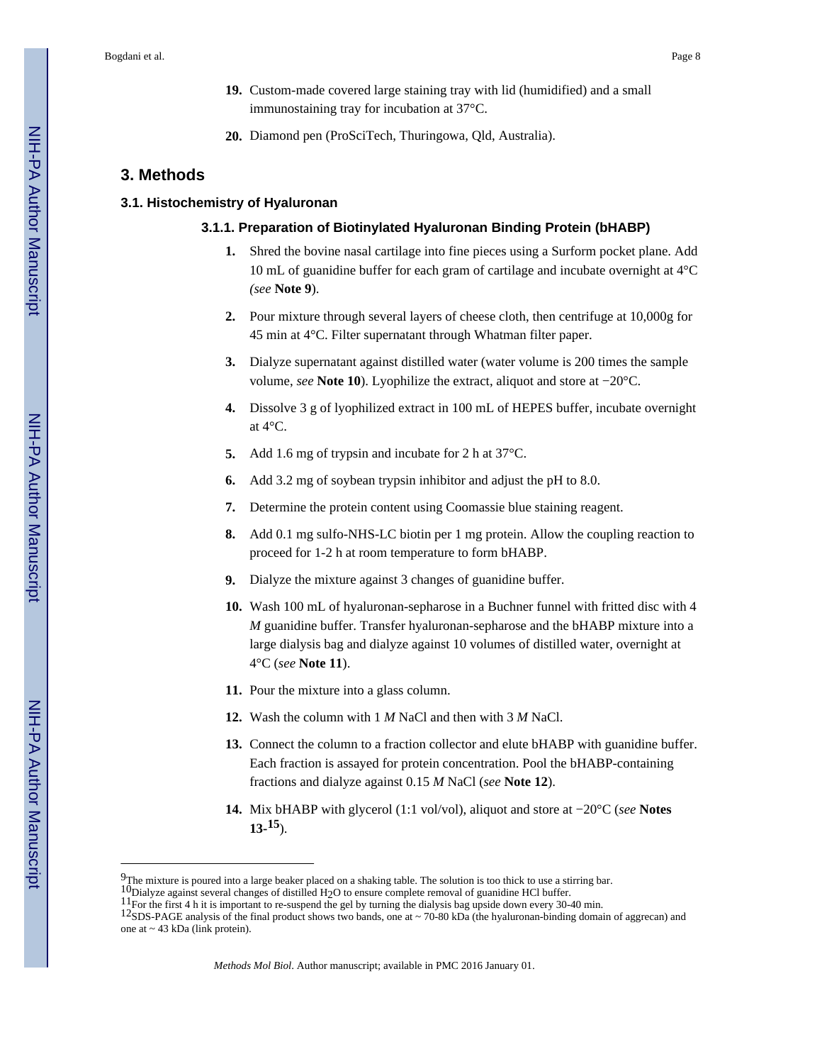19. Custom-made covered large staining tray with lid (humidified) and a small immunostaining tray for incubation at 37°C.

20. Diamond pen (ProSciTech, Thuringowa, Qld, Australia).

## 3. Methods

### 3.1. Histochemistry of Hyaluronan

#### 3.1.1. Preparation of Biotinylated Hyaluronan Binding Protein (bHABP)

1. Shred the bovine nasal cartilage into fine pieces using a Surform pocket plane. Add 10 mL of guanidine buffer for each gram of cartilage and incubate overnight at 4°C *(see* **Note 9**).

2. Pour mixture through several layers of cheese cloth, then centrifuge at 10,000g for 45 min at 4°C. Filter supernatant through Whatman filter paper.

3. Dialyze supernatant against distilled water (water volume is 200 times the sample volume, *see* **Note 10**). Lyophilize the extract, aliquot and store at −20°C.

4. Dissolve 3 g of lyophilized extract in 100 mL of HEPES buffer, incubate overnight at 4°C.

5. Add 1.6 mg of trypsin and incubate for 2 h at 37°C.

6. Add 3.2 mg of soybean trypsin inhibitor and adjust the pH to 8.0.

7. Determine the protein content using Coomassie blue staining reagent.

8. Add 0.1 mg sulfo-NHS-LC biotin per 1 mg protein. Allow the coupling reaction to proceed for 1-2 h at room temperature to form bHABP.

9. Dialyze the mixture against 3 changes of guanidine buffer.

10. Wash 100 mL of hyaluronan-sepharose in a Buchner funnel with fritted disc with 4 *M* guanidine buffer. Transfer hyaluronan-sepharose and the bHABP mixture into a large dialysis bag and dialyze against 10 volumes of distilled water, overnight at 4°C (*see* **Note 11**).

11. Pour the mixture into a glass column.

12. Wash the column with 1 *M* NaCl and then with 3 *M* NaCl.

13. Connect the column to a fraction collector and elute bHABP with guanidine buffer. Each fraction is assayed for protein concentration. Pool the bHABP-containing fractions and dialyze against 0.15 *M* NaCl (*see* **Note 12**).

14. Mix bHABP with glycerol (1:1 vol/vol), aliquot and store at −20°C (*see* **Notes 13-15**).

---

[9]The mixture is poured into a large beaker placed on a shaking table. The solution is too thick to use a stirring bar.

[10]Dialyze against several changes of distilled $H_2O$ to ensure complete removal of guanidine HCl buffer.

[11]For the first 4 h it is important to re-suspend the gel by turning the dialysis bag upside down every 30-40 min.

[12]SDS-PAGE analysis of the final product shows two bands, one at ~ 70-80 kDa (the hyaluronan-binding domain of aggrecan) and one at ~ 43 kDa (link protein).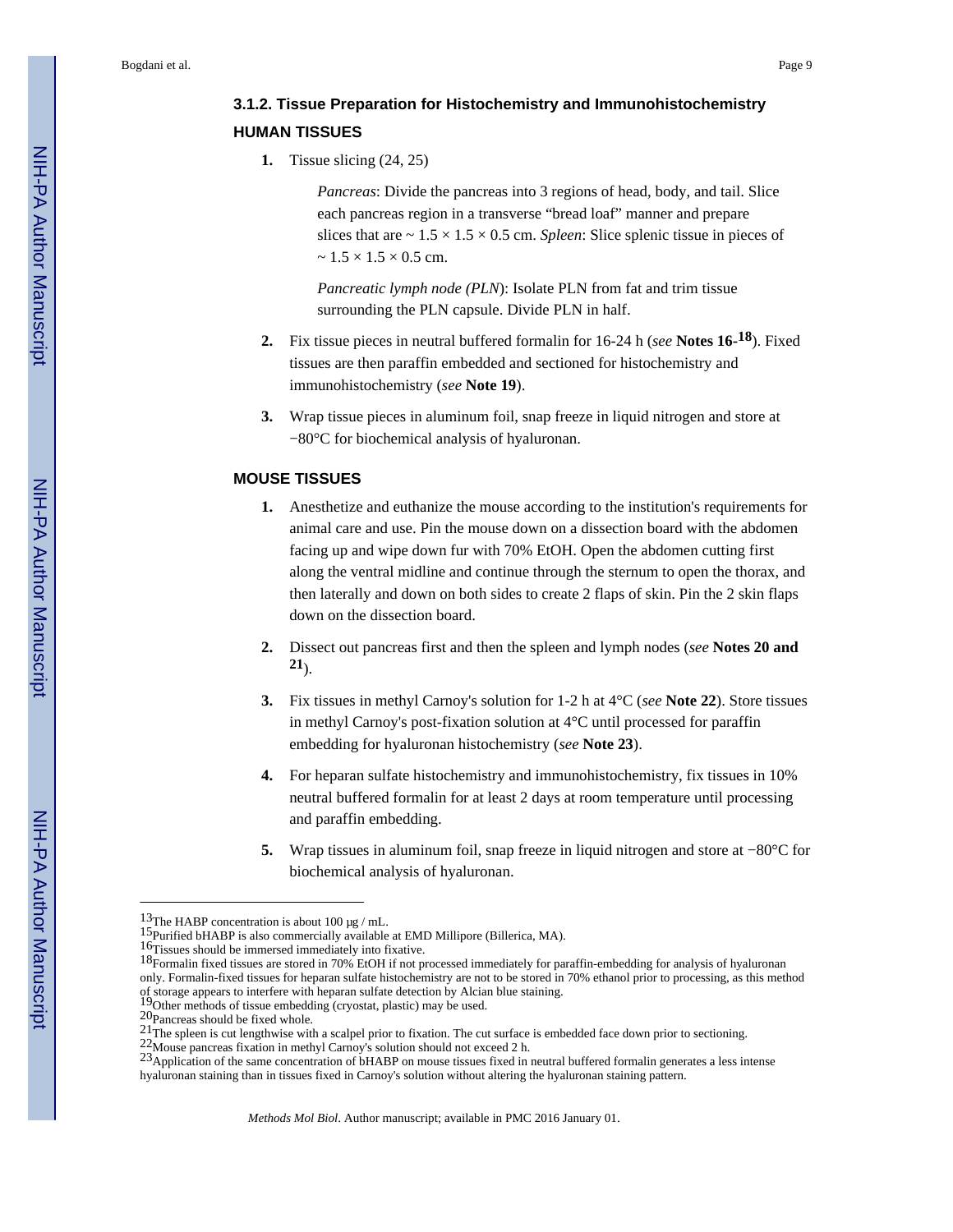### 3.1.2. Tissue Preparation for Histochemistry and Immunohistochemistry

#### HUMAN TISSUES

1. Tissue slicing (24, 25)

   *Pancreas*: Divide the pancreas into 3 regions of head, body, and tail. Slice each pancreas region in a transverse "bread loaf" manner and prepare slices that are ~ 1.5 × 1.5 × 0.5 cm. *Spleen*: Slice splenic tissue in pieces of ~ 1.5 × 1.5 × 0.5 cm.

   *Pancreatic lymph node (PLN)*: Isolate PLN from fat and trim tissue surrounding the PLN capsule. Divide PLN in half.

2. Fix tissue pieces in neutral buffered formalin for 16-24 h (*see* **Notes 16-18**). Fixed tissues are then paraffin embedded and sectioned for histochemistry and immunohistochemistry (*see* **Note 19**).

3. Wrap tissue pieces in aluminum foil, snap freeze in liquid nitrogen and store at −80°C for biochemical analysis of hyaluronan.

#### MOUSE TISSUES

1. Anesthetize and euthanize the mouse according to the institution's requirements for animal care and use. Pin the mouse down on a dissection board with the abdomen facing up and wipe down fur with 70% EtOH. Open the abdomen cutting first along the ventral midline and continue through the sternum to open the thorax, and then laterally and down on both sides to create 2 flaps of skin. Pin the 2 skin flaps down on the dissection board.

2. Dissect out pancreas first and then the spleen and lymph nodes (*see* **Notes 20 and 21**).

3. Fix tissues in methyl Carnoy's solution for 1-2 h at 4°C (*see* **Note 22**). Store tissues in methyl Carnoy's post-fixation solution at 4°C until processed for paraffin embedding for hyaluronan histochemistry (*see* **Note 23**).

4. For heparan sulfate histochemistry and immunohistochemistry, fix tissues in 10% neutral buffered formalin for at least 2 days at room temperature until processing and paraffin embedding.

5. Wrap tissues in aluminum foil, snap freeze in liquid nitrogen and store at −80°C for biochemical analysis of hyaluronan.

---

[13] The HABP concentration is about 100 µg / mL.

[15] Purified bHABP is also commercially available at EMD Millipore (Billerica, MA).

[16] Tissues should be immersed immediately into fixative.

[18] Formalin fixed tissues are stored in 70% EtOH if not processed immediately for paraffin-embedding for analysis of hyaluronan only. Formalin-fixed tissues for heparan sulfate histochemistry are not to be stored in 70% ethanol prior to processing, as this method of storage appears to interfere with heparan sulfate detection by Alcian blue staining.

[19] Other methods of tissue embedding (cryostat, plastic) may be used.

[20] Pancreas should be fixed whole.

[21] The spleen is cut lengthwise with a scalpel prior to fixation. The cut surface is embedded face down prior to sectioning.

[22] Mouse pancreas fixation in methyl Carnoy's solution should not exceed 2 h.

[23] Application of the same concentration of bHABP on mouse tissues fixed in neutral buffered formalin generates a less intense hyaluronan staining than in tissues fixed in Carnoy's solution without altering the hyaluronan staining pattern.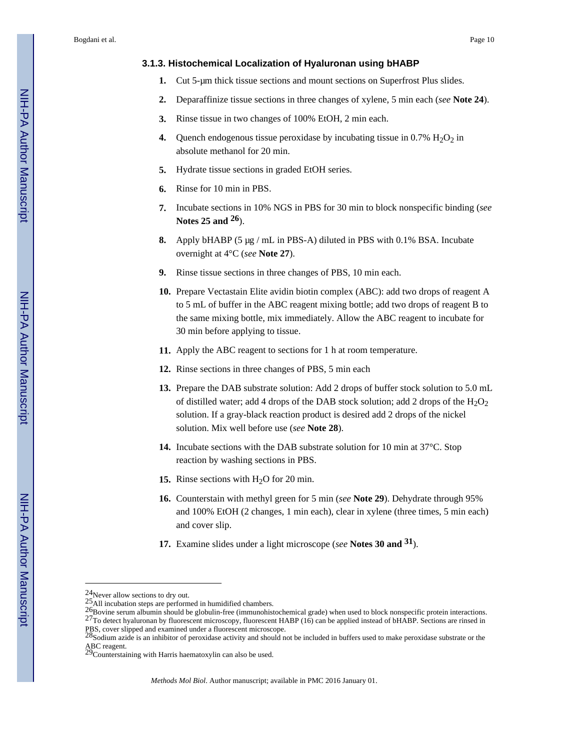### 3.1.3. Histochemical Localization of Hyaluronan using bHABP

1. Cut 5-μm thick tissue sections and mount sections on Superfrost Plus slides.
2. Deparaffinize tissue sections in three changes of xylene, 5 min each (*see* **Note 24**).
3. Rinse tissue in two changes of 100% EtOH, 2 min each.
4. Quench endogenous tissue peroxidase by incubating tissue in 0.7% $H_2O_2$ in absolute methanol for 20 min.
5. Hydrate tissue sections in graded EtOH series.
6. Rinse for 10 min in PBS.
7. Incubate sections in 10% NGS in PBS for 30 min to block nonspecific binding (*see* **Notes 25 and 26**).
8. Apply bHABP (5 μg / mL in PBS-A) diluted in PBS with 0.1% BSA. Incubate overnight at 4°C (*see* **Note 27**).
9. Rinse tissue sections in three changes of PBS, 10 min each.
10. Prepare Vectastain Elite avidin biotin complex (ABC): add two drops of reagent A to 5 mL of buffer in the ABC reagent mixing bottle; add two drops of reagent B to the same mixing bottle, mix immediately. Allow the ABC reagent to incubate for 30 min before applying to tissue.
11. Apply the ABC reagent to sections for 1 h at room temperature.
12. Rinse sections in three changes of PBS, 5 min each
13. Prepare the DAB substrate solution: Add 2 drops of buffer stock solution to 5.0 mL of distilled water; add 4 drops of the DAB stock solution; add 2 drops of the $H_2O_2$ solution. If a gray-black reaction product is desired add 2 drops of the nickel solution. Mix well before use (*see* **Note 28**).
14. Incubate sections with the DAB substrate solution for 10 min at 37°C. Stop reaction by washing sections in PBS.
15. Rinse sections with $H_2O$ for 20 min.
16. Counterstain with methyl green for 5 min (*see* **Note 29**). Dehydrate through 95% and 100% EtOH (2 changes, 1 min each), clear in xylene (three times, 5 min each) and cover slip.
17. Examine slides under a light microscope (*see* **Notes 30 and 31**).

---

[24] Never allow sections to dry out.

[25] All incubation steps are performed in humidified chambers.

[26] Bovine serum albumin should be globulin-free (immunohistochemical grade) when used to block nonspecific protein interactions.

[27] To detect hyaluronan by fluorescent microscopy, fluorescent HABP (16) can be applied instead of bHABP. Sections are rinsed in PBS, cover slipped and examined under a fluorescent microscope.

[28] Sodium azide is an inhibitor of peroxidase activity and should not be included in buffers used to make peroxidase substrate or the ABC reagent.

[29] Counterstaining with Harris haematoxylin can also be used.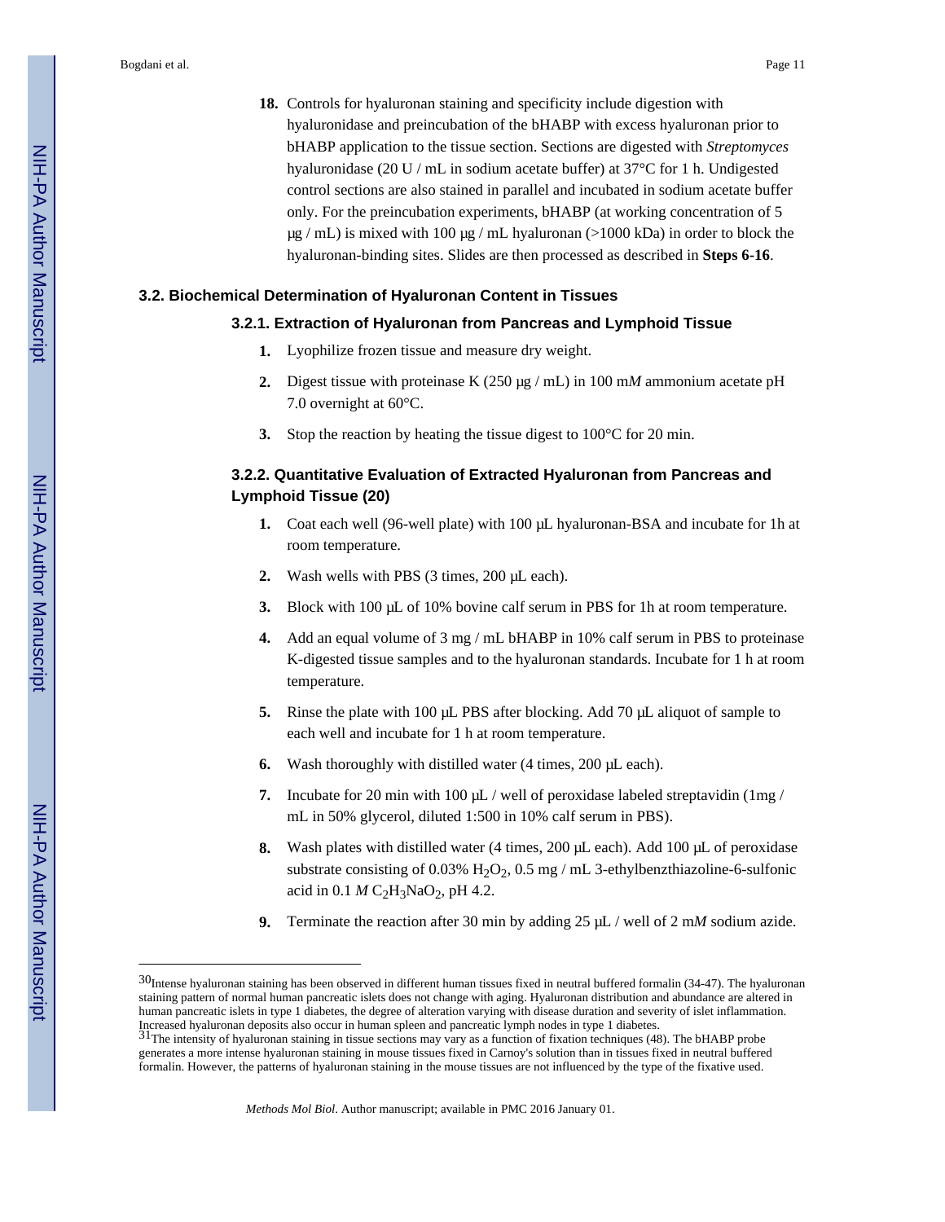18. Controls for hyaluronan staining and specificity include digestion with hyaluronidase and preincubation of the bHABP with excess hyaluronan prior to bHABP application to the tissue section. Sections are digested with *Streptomyces* hyaluronidase (20 U / mL in sodium acetate buffer) at 37°C for 1 h. Undigested control sections are also stained in parallel and incubated in sodium acetate buffer only. For the preincubation experiments, bHABP (at working concentration of 5 μg / mL) is mixed with 100 μg / mL hyaluronan (>1000 kDa) in order to block the hyaluronan-binding sites. Slides are then processed as described in **Steps 6-16**.

## 3.2. Biochemical Determination of Hyaluronan Content in Tissues

### 3.2.1. Extraction of Hyaluronan from Pancreas and Lymphoid Tissue

1. Lyophilize frozen tissue and measure dry weight.
2. Digest tissue with proteinase K (250 μg / mL) in 100 m*M* ammonium acetate pH 7.0 overnight at 60°C.
3. Stop the reaction by heating the tissue digest to 100°C for 20 min.

### 3.2.2. Quantitative Evaluation of Extracted Hyaluronan from Pancreas and Lymphoid Tissue (20)

1. Coat each well (96-well plate) with 100 μL hyaluronan-BSA and incubate for 1h at room temperature.
2. Wash wells with PBS (3 times, 200 μL each).
3. Block with 100 μL of 10% bovine calf serum in PBS for 1h at room temperature.
4. Add an equal volume of 3 mg / mL bHABP in 10% calf serum in PBS to proteinase K-digested tissue samples and to the hyaluronan standards. Incubate for 1 h at room temperature.
5. Rinse the plate with 100 μL PBS after blocking. Add 70 μL aliquot of sample to each well and incubate for 1 h at room temperature.
6. Wash thoroughly with distilled water (4 times, 200 μL each).
7. Incubate for 20 min with 100 μL / well of peroxidase labeled streptavidin (1mg / mL in 50% glycerol, diluted 1:500 in 10% calf serum in PBS).
8. Wash plates with distilled water (4 times, 200 μL each). Add 100 μL of peroxidase substrate consisting of 0.03% $H_2O_2$, 0.5 mg / mL 3-ethylbenzthiazoline-6-sulfonic acid in 0.1 *M* $C_2H_3NaO_2$, pH 4.2.
9. Terminate the reaction after 30 min by adding 25 μL / well of 2 m*M* sodium azide.

---

[30] Intense hyaluronan staining has been observed in different human tissues fixed in neutral buffered formalin (34-47). The hyaluronan staining pattern of normal human pancreatic islets does not change with aging. Hyaluronan distribution and abundance are altered in human pancreatic islets in type 1 diabetes, the degree of alteration varying with disease duration and severity of islet inflammation. Increased hyaluronan deposits also occur in human spleen and pancreatic lymph nodes in type 1 diabetes.

[31] The intensity of hyaluronan staining in tissue sections may vary as a function of fixation techniques (48). The bHABP probe generates a more intense hyaluronan staining in mouse tissues fixed in Carnoy's solution than in tissues fixed in neutral buffered formalin. However, the patterns of hyaluronan staining in the mouse tissues are not influenced by the type of the fixative used.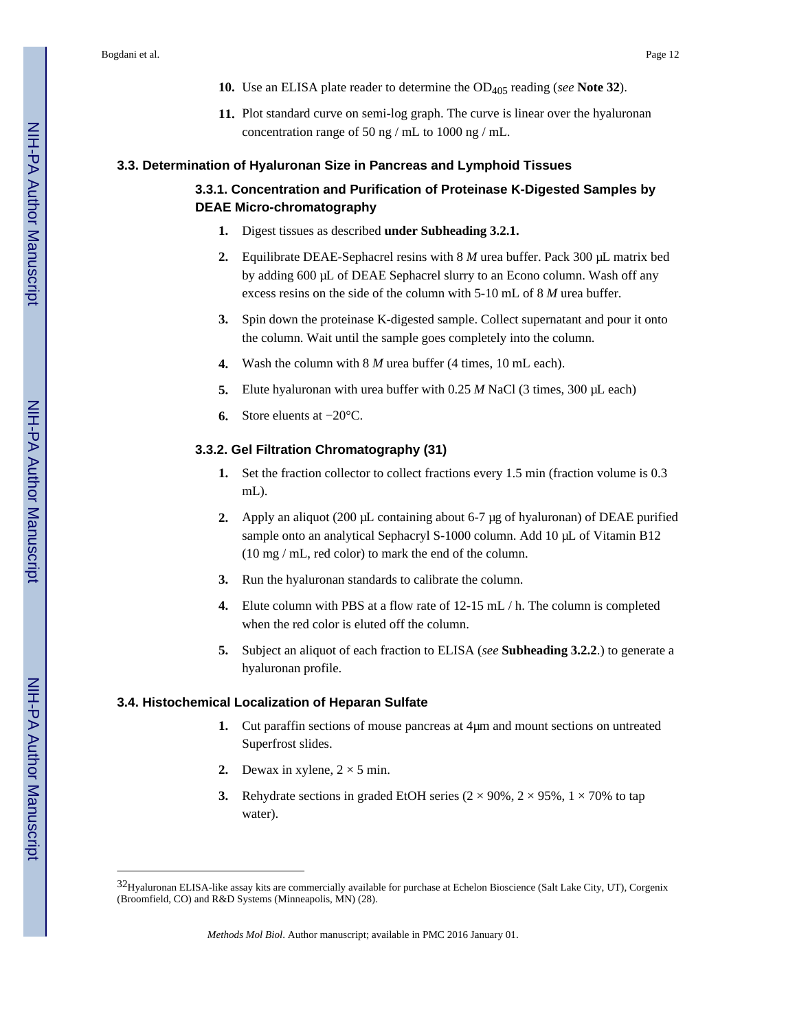10. Use an ELISA plate reader to determine the $OD_{405}$ reading (*see* **Note 32**).

11. Plot standard curve on semi-log graph. The curve is linear over the hyaluronan concentration range of 50 ng / mL to 1000 ng / mL.

### 3.3. Determination of Hyaluronan Size in Pancreas and Lymphoid Tissues

#### 3.3.1. Concentration and Purification of Proteinase K-Digested Samples by DEAE Micro-chromatography

1. Digest tissues as described **under Subheading 3.2.1.**

2. Equilibrate DEAE-Sephacrel resins with 8 *M* urea buffer. Pack 300 μL matrix bed by adding 600 μL of DEAE Sephacrel slurry to an Econo column. Wash off any excess resins on the side of the column with 5-10 mL of 8 *M* urea buffer.

3. Spin down the proteinase K-digested sample. Collect supernatant and pour it onto the column. Wait until the sample goes completely into the column.

4. Wash the column with 8 *M* urea buffer (4 times, 10 mL each).

5. Elute hyaluronan with urea buffer with 0.25 *M* NaCl (3 times, 300 μL each)

6. Store eluents at −20°C.

#### 3.3.2. Gel Filtration Chromatography (31)

1. Set the fraction collector to collect fractions every 1.5 min (fraction volume is 0.3 mL).

2. Apply an aliquot (200 μL containing about 6-7 μg of hyaluronan) of DEAE purified sample onto an analytical Sephacryl S-1000 column. Add 10 μL of Vitamin B12 (10 mg / mL, red color) to mark the end of the column.

3. Run the hyaluronan standards to calibrate the column.

4. Elute column with PBS at a flow rate of 12-15 mL / h. The column is completed when the red color is eluted off the column.

5. Subject an aliquot of each fraction to ELISA (*see* **Subheading 3.2.2**.) to generate a hyaluronan profile.

### 3.4. Histochemical Localization of Heparan Sulfate

1. Cut paraffin sections of mouse pancreas at 4μm and mount sections on untreated Superfrost slides.

2. Dewax in xylene, 2 × 5 min.

3. Rehydrate sections in graded EtOH series (2 × 90%, 2 × 95%, 1 × 70% to tap water).

---

[32]Hyaluronan ELISA-like assay kits are commercially available for purchase at Echelon Bioscience (Salt Lake City, UT), Corgenix (Broomfield, CO) and R&D Systems (Minneapolis, MN) (28).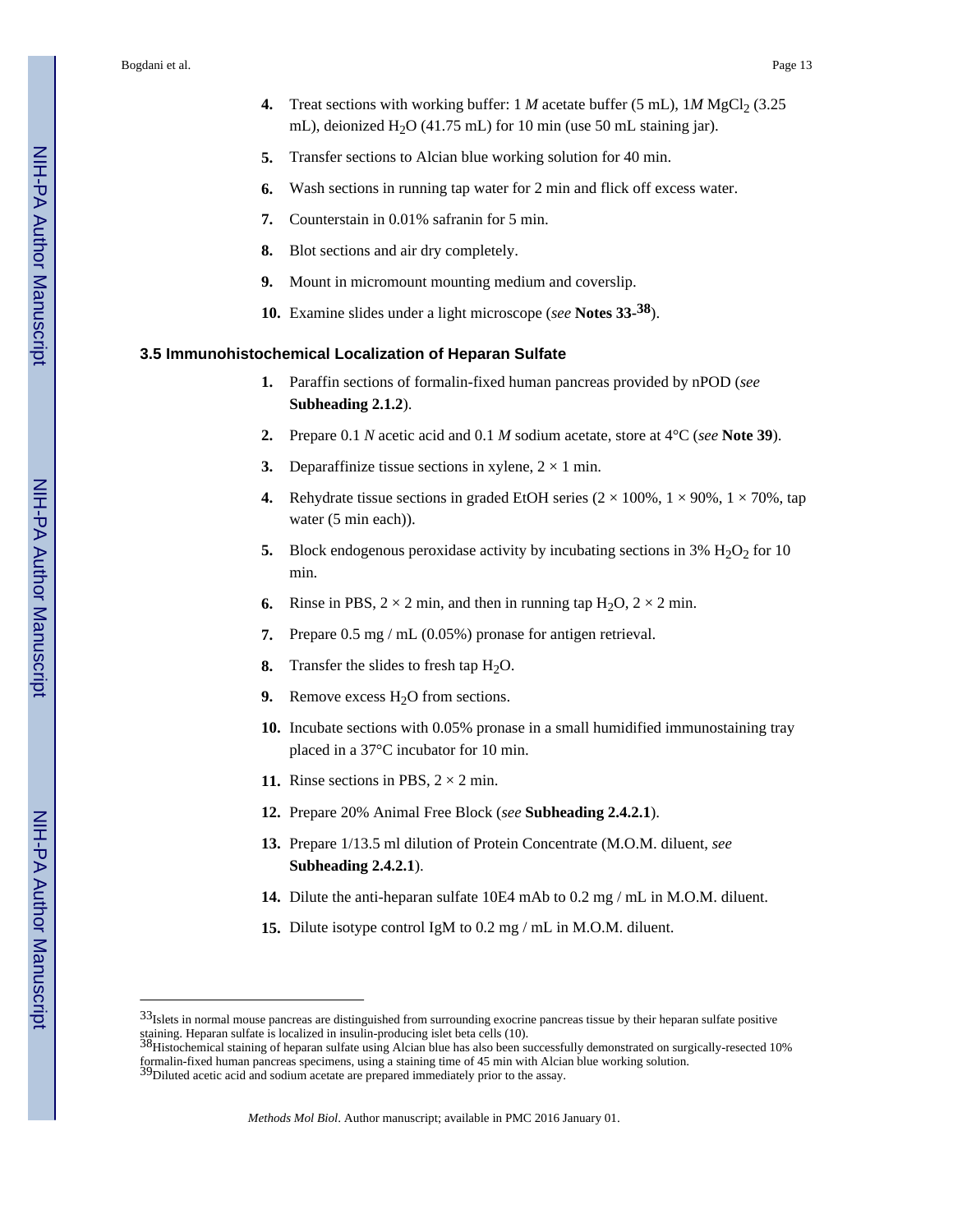4. Treat sections with working buffer: 1 *M* acetate buffer (5 mL), 1*M* $MgCl_2$ (3.25 mL), deionized $H_2O$ (41.75 mL) for 10 min (use 50 mL staining jar).
5. Transfer sections to Alcian blue working solution for 40 min.
6. Wash sections in running tap water for 2 min and flick off excess water.
7. Counterstain in 0.01% safranin for 5 min.
8. Blot sections and air dry completely.
9. Mount in micromount mounting medium and coverslip.
10. Examine slides under a light microscope (*see* **Notes 33-[38]**).

### 3.5 Immunohistochemical Localization of Heparan Sulfate

1. Paraffin sections of formalin-fixed human pancreas provided by nPOD (*see* **Subheading 2.1.2**).
2. Prepare 0.1 *N* acetic acid and 0.1 *M* sodium acetate, store at 4°C (*see* **Note 39**).
3. Deparaffinize tissue sections in xylene, 2 × 1 min.
4. Rehydrate tissue sections in graded EtOH series (2 × 100%, 1 × 90%, 1 × 70%, tap water (5 min each)).
5. Block endogenous peroxidase activity by incubating sections in 3% $H_2O_2$ for 10 min.
6. Rinse in PBS, 2 × 2 min, and then in running tap $H_2O$, 2 × 2 min.
7. Prepare 0.5 mg / mL (0.05%) pronase for antigen retrieval.
8. Transfer the slides to fresh tap $H_2O$.
9. Remove excess $H_2O$ from sections.
10. Incubate sections with 0.05% pronase in a small humidified immunostaining tray placed in a 37°C incubator for 10 min.
11. Rinse sections in PBS, 2 × 2 min.
12. Prepare 20% Animal Free Block (*see* **Subheading 2.4.2.1**).
13. Prepare 1/13.5 ml dilution of Protein Concentrate (M.O.M. diluent, *see* **Subheading 2.4.2.1**).
14. Dilute the anti-heparan sulfate 10E4 mAb to 0.2 mg / mL in M.O.M. diluent.
15. Dilute isotype control IgM to 0.2 mg / mL in M.O.M. diluent.

---

[33] Islets in normal mouse pancreas are distinguished from surrounding exocrine pancreas tissue by their heparan sulfate positive staining. Heparan sulfate is localized in insulin-producing islet beta cells (10).

[38] Histochemical staining of heparan sulfate using Alcian blue has also been successfully demonstrated on surgically-resected 10% formalin-fixed human pancreas specimens, using a staining time of 45 min with Alcian blue working solution.

[39] Diluted acetic acid and sodium acetate are prepared immediately prior to the assay.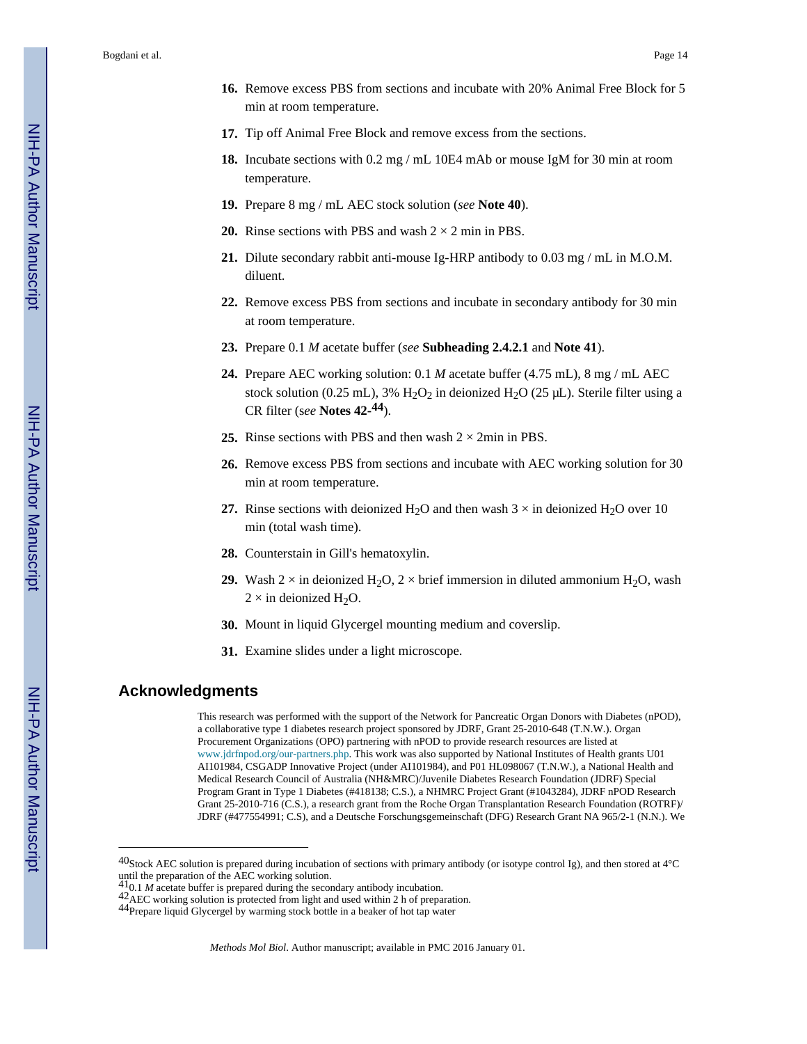16. Remove excess PBS from sections and incubate with 20% Animal Free Block for 5 min at room temperature.
17. Tip off Animal Free Block and remove excess from the sections.
18. Incubate sections with 0.2 mg / mL 10E4 mAb or mouse IgM for 30 min at room temperature.
19. Prepare 8 mg / mL AEC stock solution (*see* **Note 40**).
20. Rinse sections with PBS and wash 2 × 2 min in PBS.
21. Dilute secondary rabbit anti-mouse Ig-HRP antibody to 0.03 mg / mL in M.O.M. diluent.
22. Remove excess PBS from sections and incubate in secondary antibody for 30 min at room temperature.
23. Prepare 0.1 *M* acetate buffer (*see* **Subheading 2.4.2.1** and **Note 41**).
24. Prepare AEC working solution: 0.1 *M* acetate buffer (4.75 mL), 8 mg / mL AEC stock solution (0.25 mL), 3% $H_2O_2$ in deionized $H_2O$ (25 μL). Sterile filter using a CR filter (*see* **Notes 42-44**).
25. Rinse sections with PBS and then wash 2 × 2min in PBS.
26. Remove excess PBS from sections and incubate with AEC working solution for 30 min at room temperature.
27. Rinse sections with deionized $H_2O$ and then wash 3 × in deionized $H_2O$ over 10 min (total wash time).
28. Counterstain in Gill's hematoxylin.
29. Wash 2 × in deionized $H_2O$, 2 × brief immersion in diluted ammonium $H_2O$, wash 2 × in deionized $H_2O$.
30. Mount in liquid Glycergel mounting medium and coverslip.
31. Examine slides under a light microscope.

## Acknowledgments

This research was performed with the support of the Network for Pancreatic Organ Donors with Diabetes (nPOD), a collaborative type 1 diabetes research project sponsored by JDRF, Grant 25-2010-648 (T.N.W.). Organ Procurement Organizations (OPO) partnering with nPOD to provide research resources are listed at www.jdrfnpod.org/our-partners.php. This work was also supported by National Institutes of Health grants U01 AI101984, CSGADP Innovative Project (under AI101984), and P01 HL098067 (T.N.W.), a National Health and Medical Research Council of Australia (NH&MRC)/Juvenile Diabetes Research Foundation (JDRF) Special Program Grant in Type 1 Diabetes (#418138; C.S.), a NHMRC Project Grant (#1043284), JDRF nPOD Research Grant 25-2010-716 (C.S.), a research grant from the Roche Organ Transplantation Research Foundation (ROTRF)/ JDRF (#477554991; C.S), and a Deutsche Forschungsgemeinschaft (DFG) Research Grant NA 965/2-1 (N.N.). We

---

[40] Stock AEC solution is prepared during incubation of sections with primary antibody (or isotype control Ig), and then stored at 4°C until the preparation of the AEC working solution.

[41] 0.1 *M* acetate buffer is prepared during the secondary antibody incubation.

[42] AEC working solution is protected from light and used within 2 h of preparation.

[44] Prepare liquid Glycergel by warming stock bottle in a beaker of hot tap water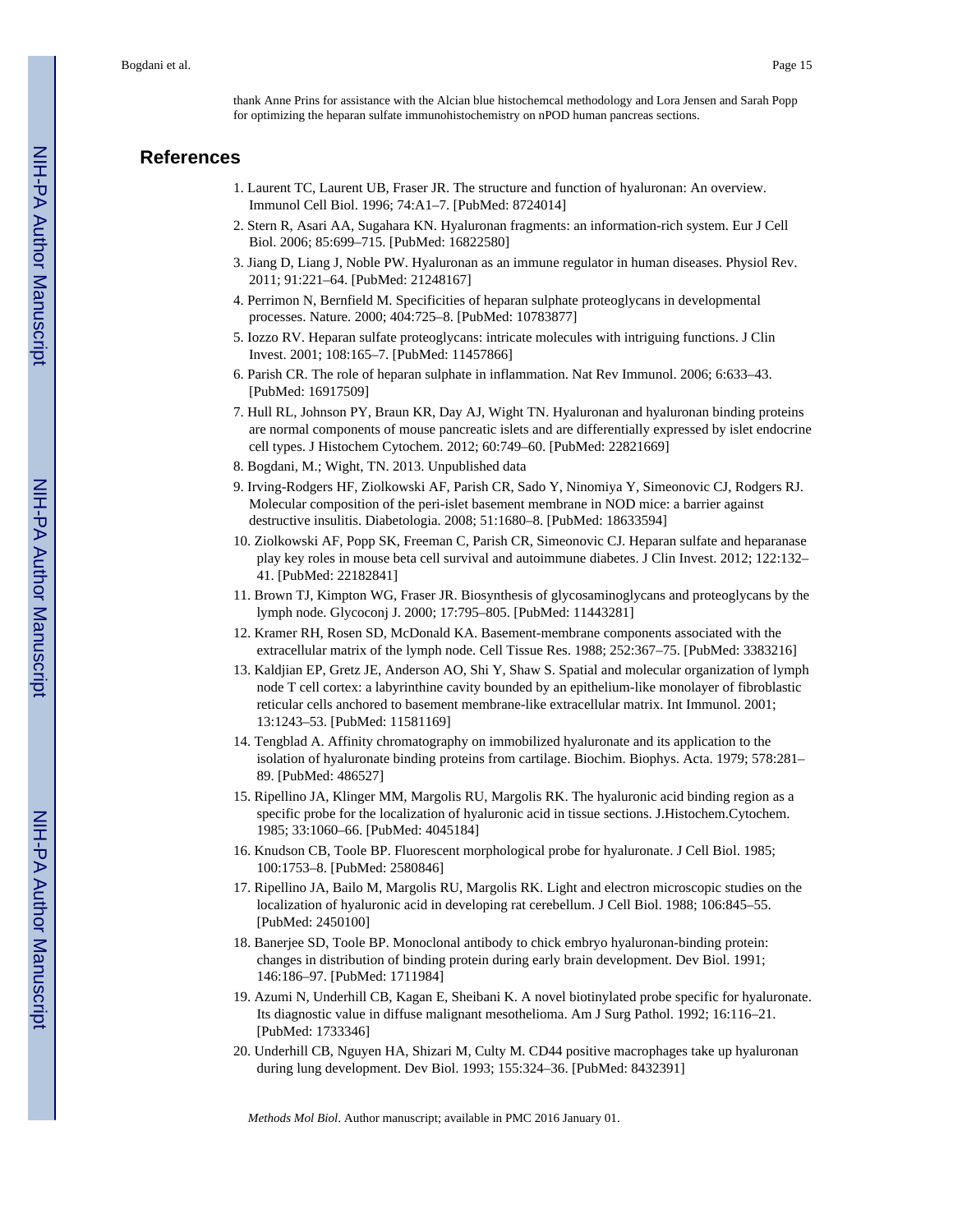thank Anne Prins for assistance with the Alcian blue histochemcal methodology and Lora Jensen and Sarah Popp for optimizing the heparan sulfate immunohistochemistry on nPOD human pancreas sections.

# References

1. Laurent TC, Laurent UB, Fraser JR. The structure and function of hyaluronan: An overview. Immunol Cell Biol. 1996; 74:A1–7. [PubMed: 8724014]
2. Stern R, Asari AA, Sugahara KN. Hyaluronan fragments: an information-rich system. Eur J Cell Biol. 2006; 85:699–715. [PubMed: 16822580]
3. Jiang D, Liang J, Noble PW. Hyaluronan as an immune regulator in human diseases. Physiol Rev. 2011; 91:221–64. [PubMed: 21248167]
4. Perrimon N, Bernfield M. Specificities of heparan sulphate proteoglycans in developmental processes. Nature. 2000; 404:725–8. [PubMed: 10783877]
5. Iozzo RV. Heparan sulfate proteoglycans: intricate molecules with intriguing functions. J Clin Invest. 2001; 108:165–7. [PubMed: 11457866]
6. Parish CR. The role of heparan sulphate in inflammation. Nat Rev Immunol. 2006; 6:633–43. [PubMed: 16917509]
7. Hull RL, Johnson PY, Braun KR, Day AJ, Wight TN. Hyaluronan and hyaluronan binding proteins are normal components of mouse pancreatic islets and are differentially expressed by islet endocrine cell types. J Histochem Cytochem. 2012; 60:749–60. [PubMed: 22821669]
8. Bogdani, M.; Wight, TN. 2013. Unpublished data
9. Irving-Rodgers HF, Ziolkowski AF, Parish CR, Sado Y, Ninomiya Y, Simeonovic CJ, Rodgers RJ. Molecular composition of the peri-islet basement membrane in NOD mice: a barrier against destructive insulitis. Diabetologia. 2008; 51:1680–8. [PubMed: 18633594]
10. Ziolkowski AF, Popp SK, Freeman C, Parish CR, Simeonovic CJ. Heparan sulfate and heparanase play key roles in mouse beta cell survival and autoimmune diabetes. J Clin Invest. 2012; 122:132–41. [PubMed: 22182841]
11. Brown TJ, Kimpton WG, Fraser JR. Biosynthesis of glycosaminoglycans and proteoglycans by the lymph node. Glycoconj J. 2000; 17:795–805. [PubMed: 11443281]
12. Kramer RH, Rosen SD, McDonald KA. Basement-membrane components associated with the extracellular matrix of the lymph node. Cell Tissue Res. 1988; 252:367–75. [PubMed: 3383216]
13. Kaldjian EP, Gretz JE, Anderson AO, Shi Y, Shaw S. Spatial and molecular organization of lymph node T cell cortex: a labyrinthine cavity bounded by an epithelium-like monolayer of fibroblastic reticular cells anchored to basement membrane-like extracellular matrix. Int Immunol. 2001; 13:1243–53. [PubMed: 11581169]
14. Tengblad A. Affinity chromatography on immobilized hyaluronate and its application to the isolation of hyaluronate binding proteins from cartilage. Biochim. Biophys. Acta. 1979; 578:281–89. [PubMed: 486527]
15. Ripellino JA, Klinger MM, Margolis RU, Margolis RK. The hyaluronic acid binding region as a specific probe for the localization of hyaluronic acid in tissue sections. J.Histochem.Cytochem. 1985; 33:1060–66. [PubMed: 4045184]
16. Knudson CB, Toole BP. Fluorescent morphological probe for hyaluronate. J Cell Biol. 1985; 100:1753–8. [PubMed: 2580846]
17. Ripellino JA, Bailo M, Margolis RU, Margolis RK. Light and electron microscopic studies on the localization of hyaluronic acid in developing rat cerebellum. J Cell Biol. 1988; 106:845–55. [PubMed: 2450100]
18. Banerjee SD, Toole BP. Monoclonal antibody to chick embryo hyaluronan-binding protein: changes in distribution of binding protein during early brain development. Dev Biol. 1991; 146:186–97. [PubMed: 1711984]
19. Azumi N, Underhill CB, Kagan E, Sheibani K. A novel biotinylated probe specific for hyaluronate. Its diagnostic value in diffuse malignant mesothelioma. Am J Surg Pathol. 1992; 16:116–21. [PubMed: 1733346]
20. Underhill CB, Nguyen HA, Shizari M, Culty M. CD44 positive macrophages take up hyaluronan during lung development. Dev Biol. 1993; 155:324–36. [PubMed: 8432391]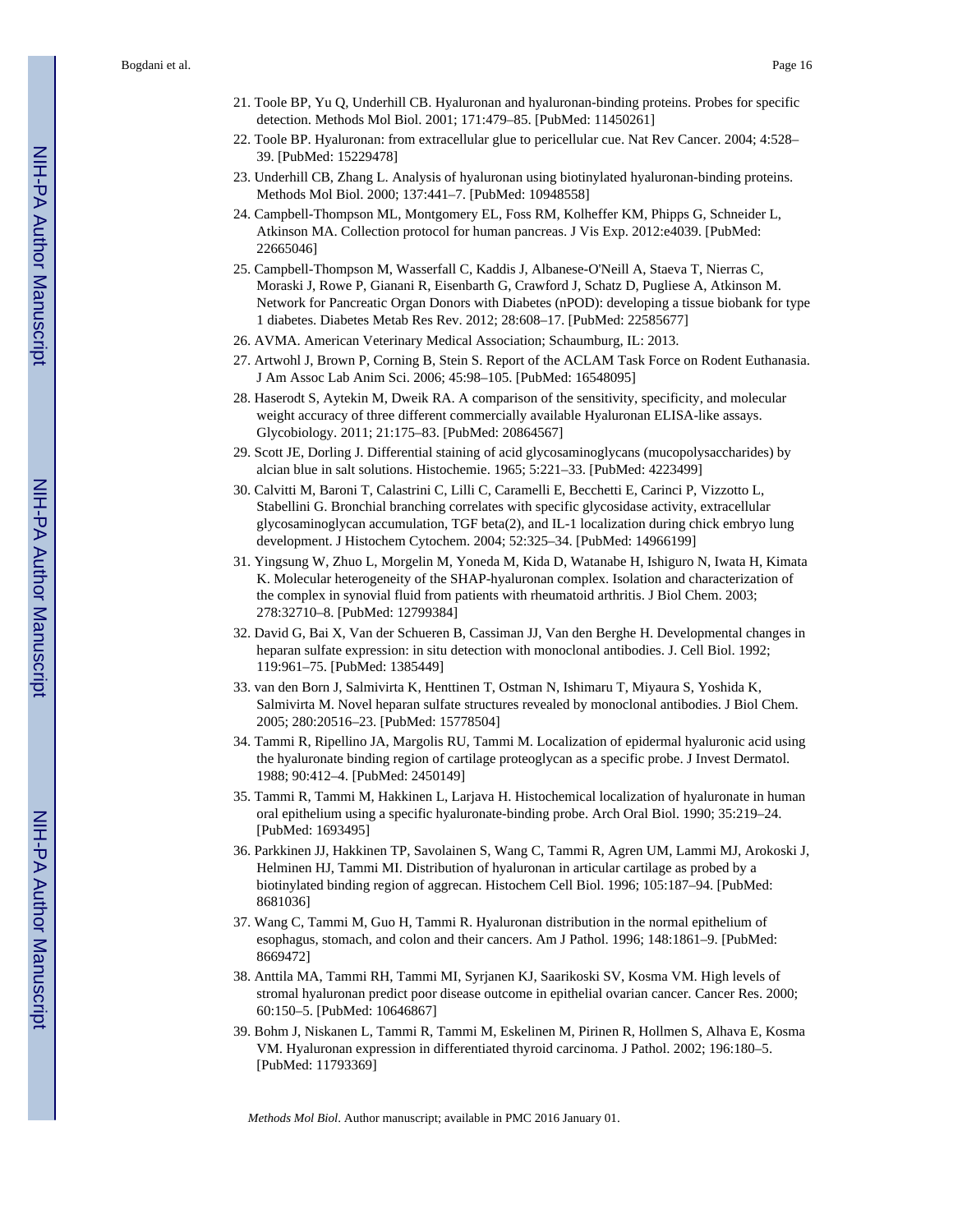21. Toole BP, Yu Q, Underhill CB. Hyaluronan and hyaluronan-binding proteins. Probes for specific detection. Methods Mol Biol. 2001; 171:479–85. [PubMed: 11450261]
22. Toole BP. Hyaluronan: from extracellular glue to pericellular cue. Nat Rev Cancer. 2004; 4:528–39. [PubMed: 15229478]
23. Underhill CB, Zhang L. Analysis of hyaluronan using biotinylated hyaluronan-binding proteins. Methods Mol Biol. 2000; 137:441–7. [PubMed: 10948558]
24. Campbell-Thompson ML, Montgomery EL, Foss RM, Kolheffer KM, Phipps G, Schneider L, Atkinson MA. Collection protocol for human pancreas. J Vis Exp. 2012:e4039. [PubMed: 22665046]
25. Campbell-Thompson M, Wasserfall C, Kaddis J, Albanese-O'Neill A, Staeva T, Nierras C, Moraski J, Rowe P, Gianani R, Eisenbarth G, Crawford J, Schatz D, Pugliese A, Atkinson M. Network for Pancreatic Organ Donors with Diabetes (nPOD): developing a tissue biobank for type 1 diabetes. Diabetes Metab Res Rev. 2012; 28:608–17. [PubMed: 22585677]
26. AVMA. American Veterinary Medical Association; Schaumburg, IL: 2013.
27. Artwohl J, Brown P, Corning B, Stein S. Report of the ACLAM Task Force on Rodent Euthanasia. J Am Assoc Lab Anim Sci. 2006; 45:98–105. [PubMed: 16548095]
28. Haserodt S, Aytekin M, Dweik RA. A comparison of the sensitivity, specificity, and molecular weight accuracy of three different commercially available Hyaluronan ELISA-like assays. Glycobiology. 2011; 21:175–83. [PubMed: 20864567]
29. Scott JE, Dorling J. Differential staining of acid glycosaminoglycans (mucopolysaccharides) by alcian blue in salt solutions. Histochemie. 1965; 5:221–33. [PubMed: 4223499]
30. Calvitti M, Baroni T, Calastrini C, Lilli C, Caramelli E, Becchetti E, Carinci P, Vizzotto L, Stabellini G. Bronchial branching correlates with specific glycosidase activity, extracellular glycosaminoglycan accumulation, TGF beta(2), and IL-1 localization during chick embryo lung development. J Histochem Cytochem. 2004; 52:325–34. [PubMed: 14966199]
31. Yingsung W, Zhuo L, Morgelin M, Yoneda M, Kida D, Watanabe H, Ishiguro N, Iwata H, Kimata K. Molecular heterogeneity of the SHAP-hyaluronan complex. Isolation and characterization of the complex in synovial fluid from patients with rheumatoid arthritis. J Biol Chem. 2003; 278:32710–8. [PubMed: 12799384]
32. David G, Bai X, Van der Schueren B, Cassiman JJ, Van den Berghe H. Developmental changes in heparan sulfate expression: in situ detection with monoclonal antibodies. J. Cell Biol. 1992; 119:961–75. [PubMed: 1385449]
33. van den Born J, Salmivirta K, Henttinen T, Ostman N, Ishimaru T, Miyaura S, Yoshida K, Salmivirta M. Novel heparan sulfate structures revealed by monoclonal antibodies. J Biol Chem. 2005; 280:20516–23. [PubMed: 15778504]
34. Tammi R, Ripellino JA, Margolis RU, Tammi M. Localization of epidermal hyaluronic acid using the hyaluronate binding region of cartilage proteoglycan as a specific probe. J Invest Dermatol. 1988; 90:412–4. [PubMed: 2450149]
35. Tammi R, Tammi M, Hakkinen L, Larjava H. Histochemical localization of hyaluronate in human oral epithelium using a specific hyaluronate-binding probe. Arch Oral Biol. 1990; 35:219–24. [PubMed: 1693495]
36. Parkkinen JJ, Hakkinen TP, Savolainen S, Wang C, Tammi R, Agren UM, Lammi MJ, Arokoski J, Helminen HJ, Tammi MI. Distribution of hyaluronan in articular cartilage as probed by a biotinylated binding region of aggrecan. Histochem Cell Biol. 1996; 105:187–94. [PubMed: 8681036]
37. Wang C, Tammi M, Guo H, Tammi R. Hyaluronan distribution in the normal epithelium of esophagus, stomach, and colon and their cancers. Am J Pathol. 1996; 148:1861–9. [PubMed: 8669472]
38. Anttila MA, Tammi RH, Tammi MI, Syrjanen KJ, Saarikoski SV, Kosma VM. High levels of stromal hyaluronan predict poor disease outcome in epithelial ovarian cancer. Cancer Res. 2000; 60:150–5. [PubMed: 10646867]
39. Bohm J, Niskanen L, Tammi R, Tammi M, Eskelinen M, Pirinen R, Hollmen S, Alhava E, Kosma VM. Hyaluronan expression in differentiated thyroid carcinoma. J Pathol. 2002; 196:180–5. [PubMed: 11793369]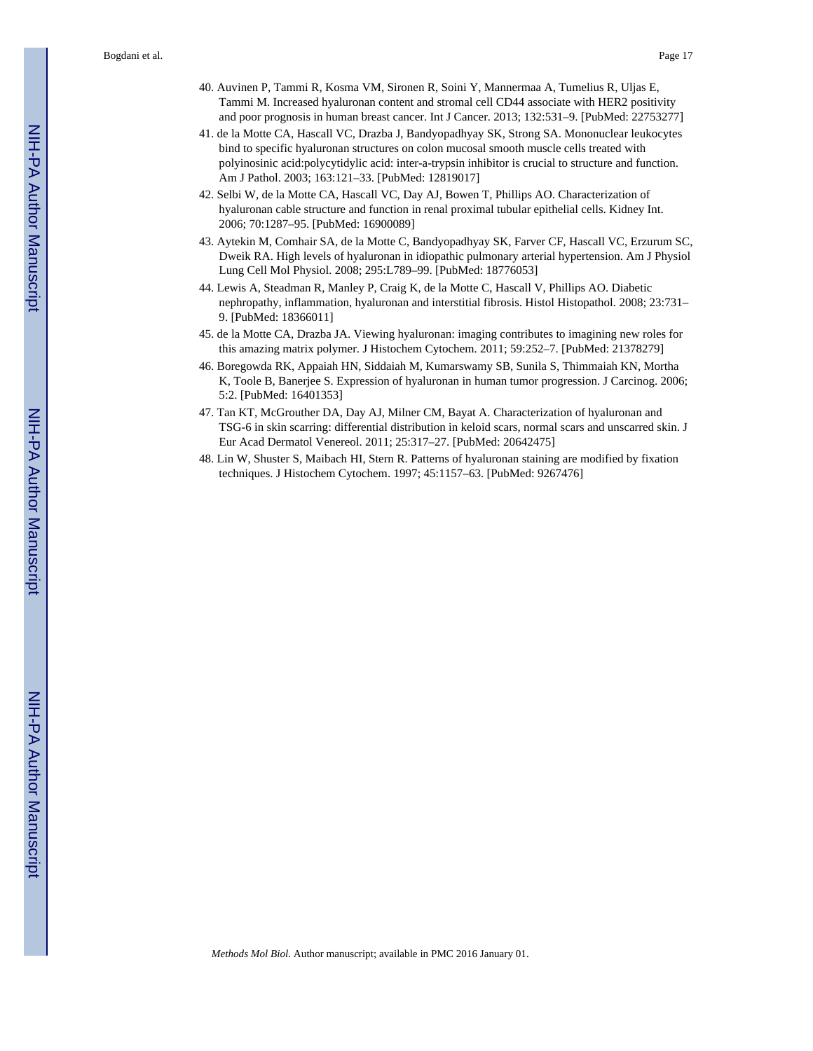40. Auvinen P, Tammi R, Kosma VM, Sironen R, Soini Y, Mannermaa A, Tumelius R, Uljas E, Tammi M. Increased hyaluronan content and stromal cell CD44 associate with HER2 positivity and poor prognosis in human breast cancer. Int J Cancer. 2013; 132:531–9. [PubMed: 22753277]
41. de la Motte CA, Hascall VC, Drazba J, Bandyopadhyay SK, Strong SA. Mononuclear leukocytes bind to specific hyaluronan structures on colon mucosal smooth muscle cells treated with polyinosinic acid:polycytidylic acid: inter-a-trypsin inhibitor is crucial to structure and function. Am J Pathol. 2003; 163:121–33. [PubMed: 12819017]
42. Selbi W, de la Motte CA, Hascall VC, Day AJ, Bowen T, Phillips AO. Characterization of hyaluronan cable structure and function in renal proximal tubular epithelial cells. Kidney Int. 2006; 70:1287–95. [PubMed: 16900089]
43. Aytekin M, Comhair SA, de la Motte C, Bandyopadhyay SK, Farver CF, Hascall VC, Erzurum SC, Dweik RA. High levels of hyaluronan in idiopathic pulmonary arterial hypertension. Am J Physiol Lung Cell Mol Physiol. 2008; 295:L789–99. [PubMed: 18776053]
44. Lewis A, Steadman R, Manley P, Craig K, de la Motte C, Hascall V, Phillips AO. Diabetic nephropathy, inflammation, hyaluronan and interstitial fibrosis. Histol Histopathol. 2008; 23:731–9. [PubMed: 18366011]
45. de la Motte CA, Drazba JA. Viewing hyaluronan: imaging contributes to imagining new roles for this amazing matrix polymer. J Histochem Cytochem. 2011; 59:252–7. [PubMed: 21378279]
46. Boregowda RK, Appaiah HN, Siddaiah M, Kumarswamy SB, Sunila S, Thimmaiah KN, Mortha K, Toole B, Banerjee S. Expression of hyaluronan in human tumor progression. J Carcinog. 2006; 5:2. [PubMed: 16401353]
47. Tan KT, McGrouther DA, Day AJ, Milner CM, Bayat A. Characterization of hyaluronan and TSG-6 in skin scarring: differential distribution in keloid scars, normal scars and unscarred skin. J Eur Acad Dermatol Venereol. 2011; 25:317–27. [PubMed: 20642475]
48. Lin W, Shuster S, Maibach HI, Stern R. Patterns of hyaluronan staining are modified by fixation techniques. J Histochem Cytochem. 1997; 45:1157–63. [PubMed: 9267476]